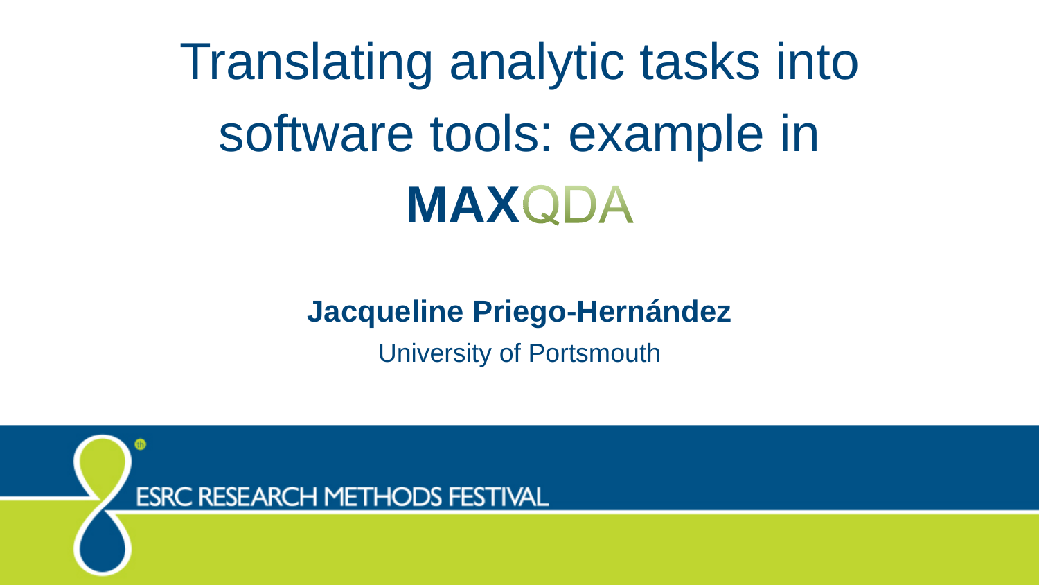# Translating analytic tasks into software tools: example in MAXQDA

**Jacqueline Priego-Hernández**

University of Portsmouth

ESRC RESEARCH METHODS FESTIVAL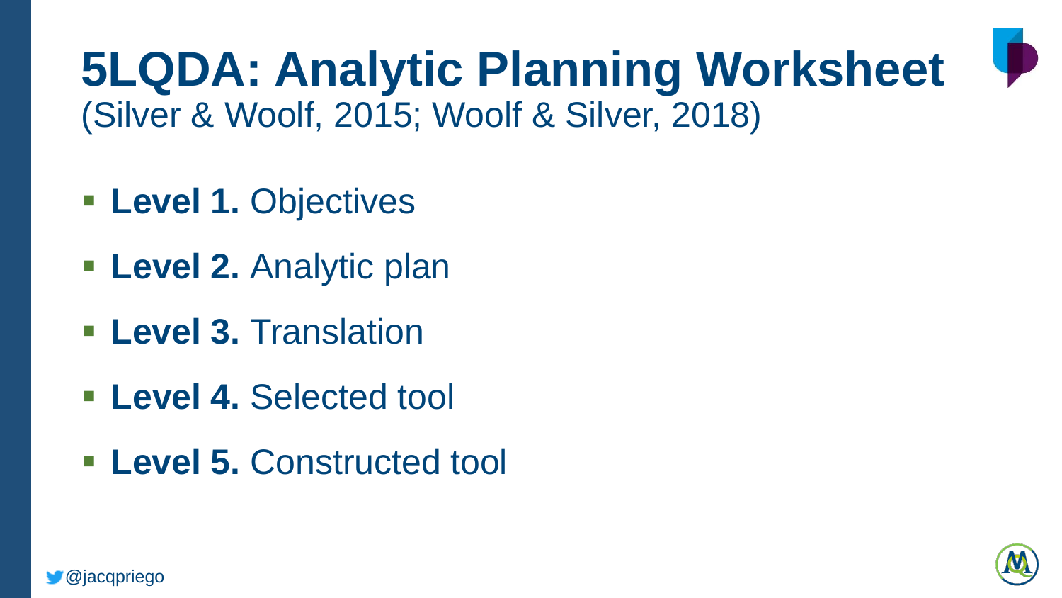# 5LQDA: Analytic Planning Worksheet

(Silver & Woolf, 2015; Woolf & Silver, 2018)

- **Level 1.** Objectives
- **Level 2.** Analytic plan
- **Level 3.** Translation
- **Level 4.** Selected tool
- **Level 5.** Constructed tool

@jacqpriego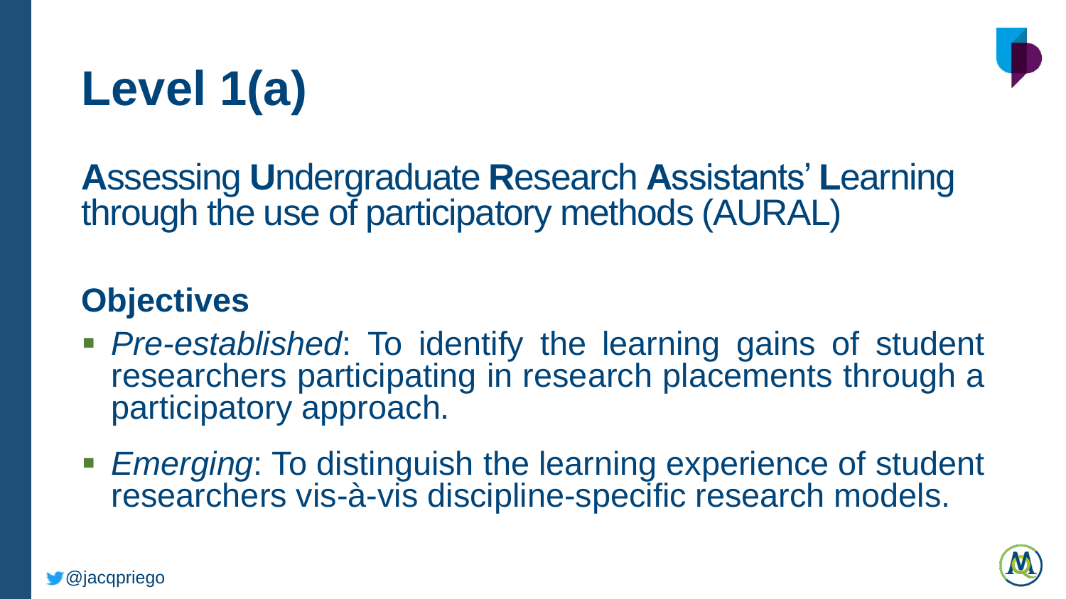# Level 1(a)

**A**ssessing **U**ndergraduate **R**esearch **A**ssistants' **L**earning through the use of participatory methods (AURAL)

## Objectives

- *Pre-established*: To identify the learning gains of student researchers participating in research placements through a participatory approach.
- *Emerging*: To distinguish the learning experience of student researchers vis-à-vis discipline-specific research models.

@jacqpriego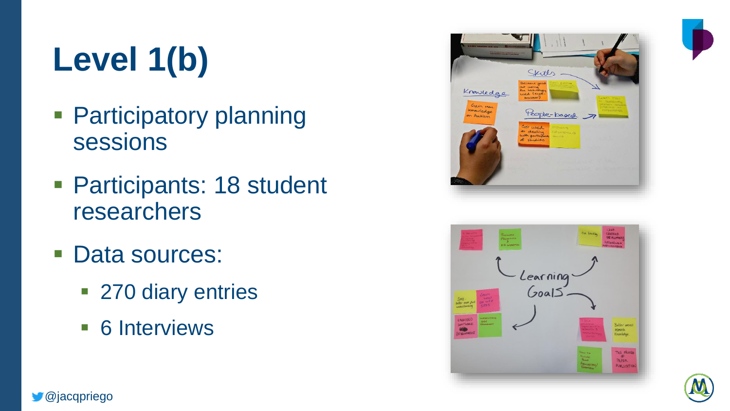# Level 1(b)

- Participatory planning sessions
- Participants: 18 student researchers
- Data sources:
  - 270 diary entries
  - 6 Interviews

@jacqpriego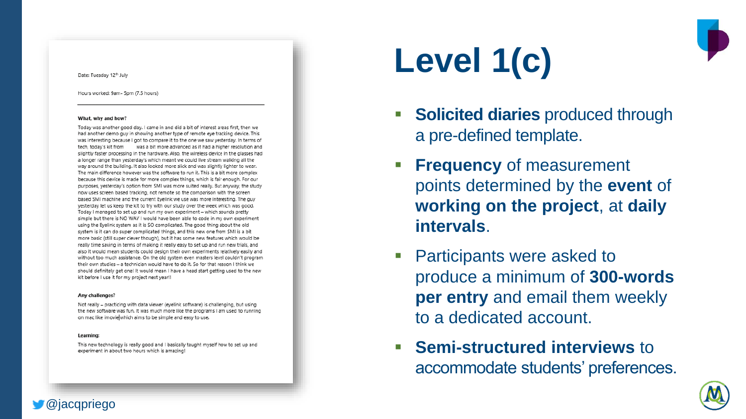Date: Tuesday 12th July

Hours worked: 9am - 5pm (7.5 hours)

**What, why and how?**

Today was another good day. I came in and did a bit of interest areas first, then we had another demo guy in showing another type of remote eye tracking device. This was interesting because I got to compare it to the one we saw yesterday. In terms of tech, today's kit from was a bit more advanced as it had a higher resolution and slightly faster processing in the hardware. Also, the wireless device in the glasses had a longer range than yesterday's which meant we could live stream walking all the way around the building. It also looked more slick and was slightly lighter to wear. The main difference however was the software to run it. This is a bit more complex because this device is made for more complex things, which is fair enough. For our purposes, yesterday's option from SMI was more suited really. But anyway, the study now uses screen based tracking, not remote so the comparison with the screen based SMI machine and the current Eyelink we use was more interesting. The guy yesterday let us keep the kit to try with our study over the week which was good. Today I managed to set up and run my own experiment – which sounds pretty simple but there is NO WAY I would have been able to code in my own experiment using the Eyelink system as it is SO complicated. The good thing about the old system is it can do super complicated things, and this new one from SMI is a bit more basic (still super clever though), but it has some new features which would be really time saving in terms of making it really easy to set up and run new trials, and also it would mean students could design their own experiments relatively easily and without too much assistance. On the old system even masters level couldn't program their own studies – a technician would have to do it. So for that reason I think we should definitely get one! It would mean I have a head start getting used to the new kit before I use it for my project next year!!

**Any challenges?**

Not really – practicing with data viewer (eyelink software) is challenging, but using the new software was fun. It was much more like the programs I am used to running on mac like imovie which aims to be simple and easy to use.

**Learning:**

This new technology is really good and I basically taught myself how to set up and experiment in about two hours which is amazing!

# Level 1(c)

- **Solicited diaries** produced through a pre-defined template.
- **Frequency** of measurement points determined by the **event** of **working on the project**, at **daily intervals**.
- Participants were asked to produce a minimum of **300-words per entry** and email them weekly to a dedicated account.
- **Semi-structured interviews** to accommodate students' preferences.

@jacqpriego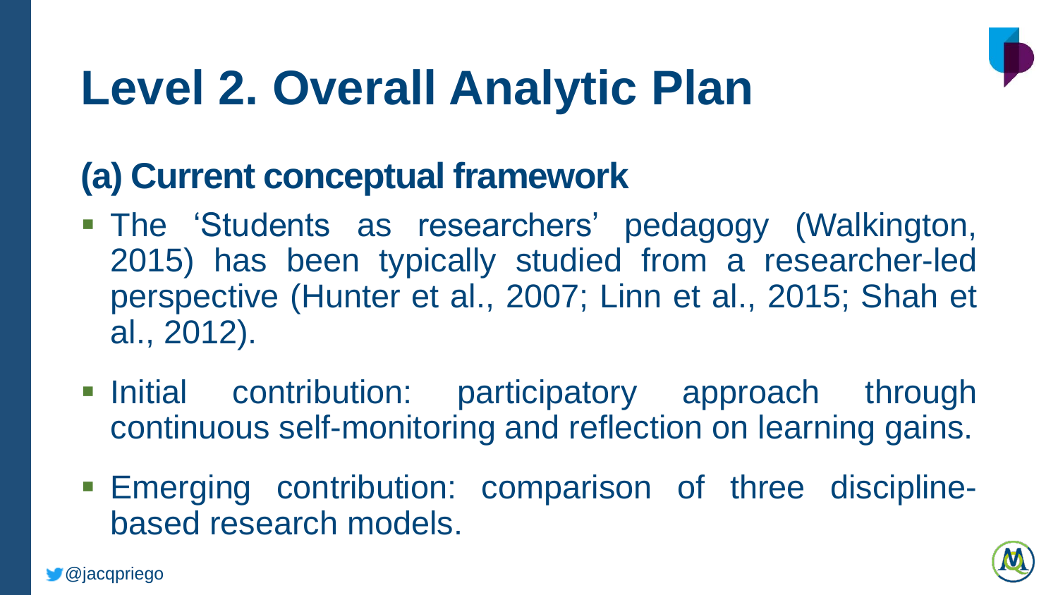# Level 2. Overall Analytic Plan

## (a) Current conceptual framework

- The ‘Students as researchers’ pedagogy (Walkington, 2015) has been typically studied from a researcher-led perspective (Hunter et al., 2007; Linn et al., 2015; Shah et al., 2012).
- Initial contribution: participatory approach through continuous self-monitoring and reflection on learning gains.
- Emerging contribution: comparison of three discipline-based research models.

@jacqpriego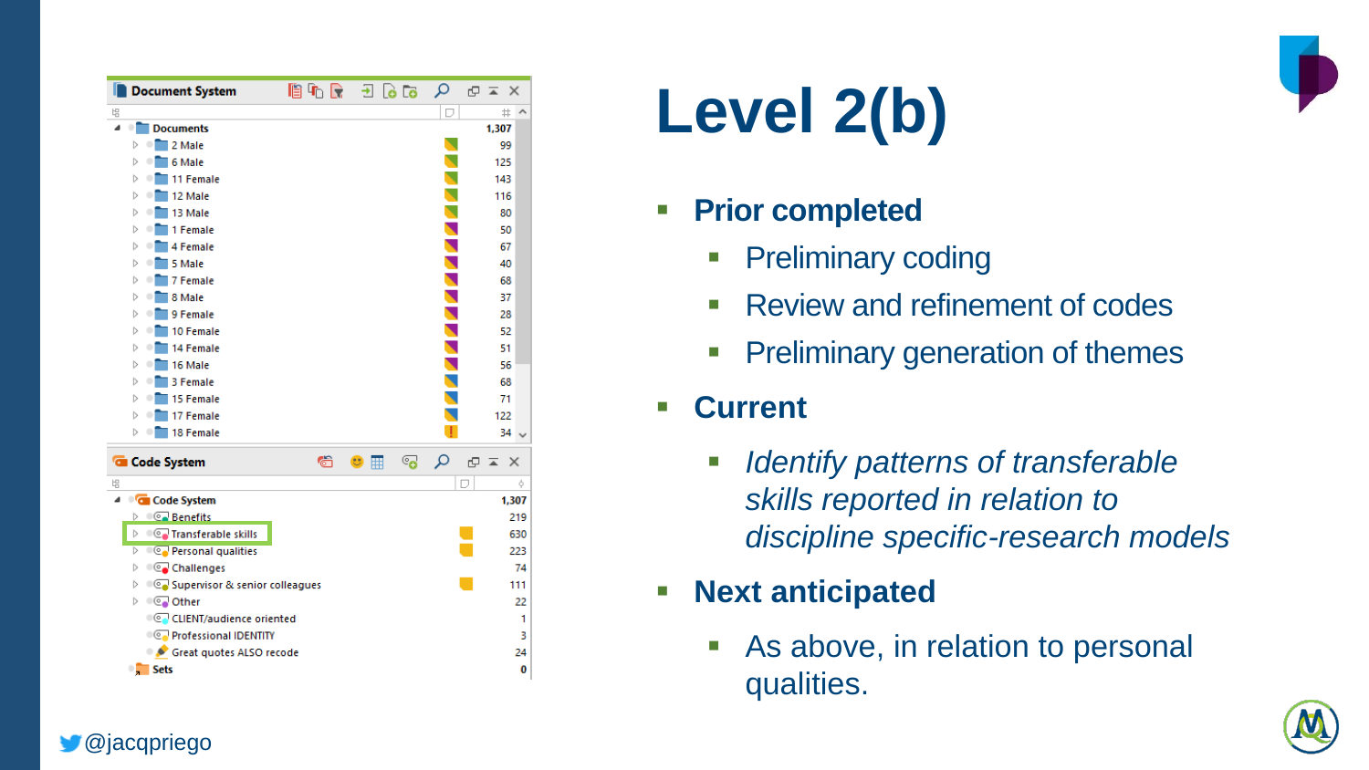# Level 2(b)

- **Prior completed**
  - Preliminary coding
  - Review and refinement of codes
  - Preliminary generation of themes
- **Current**
  - *Identify patterns of transferable skills reported in relation to discipline specific-research models*
- **Next anticipated**
  - As above, in relation to personal qualities.

**Document System**

| Documents | 1,307 |
|---|---|
| 2 Male | 99 |
| 6 Male | 125 |
| 11 Female | 143 |
| 12 Male | 116 |
| 13 Male | 80 |
| 1 Female | 50 |
| 4 Female | 67 |
| 5 Male | 40 |
| 7 Female | 68 |
| 8 Male | 37 |
| 9 Female | 28 |
| 10 Female | 52 |
| 14 Female | 51 |
| 16 Male | 56 |
| 3 Female | 68 |
| 15 Female | 71 |
| 17 Female | 122 |
| 18 Female | 34 |

**Code System**

| Code System | 1,307 |
|---|---|
| Benefits | 219 |
| Transferable skills | 630 |
| Personal qualities | 223 |
| Challenges | 74 |
| Supervisor & senior colleagues | 111 |
| Other | 22 |
| CLIENT/audience oriented | 1 |
| Professional IDENTITY | 3 |
| Great quotes ALSO recode | 24 |
| Sets | 0 |

@jacqpriego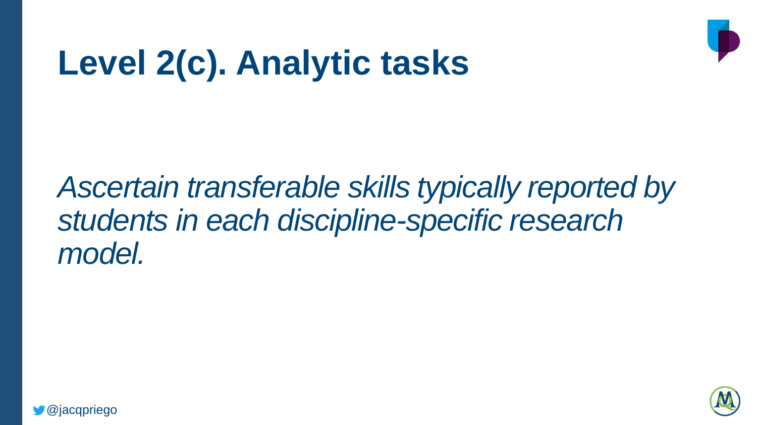# Level 2(c). Analytic tasks

*Ascertain transferable skills typically reported by students in each discipline-specific research model.*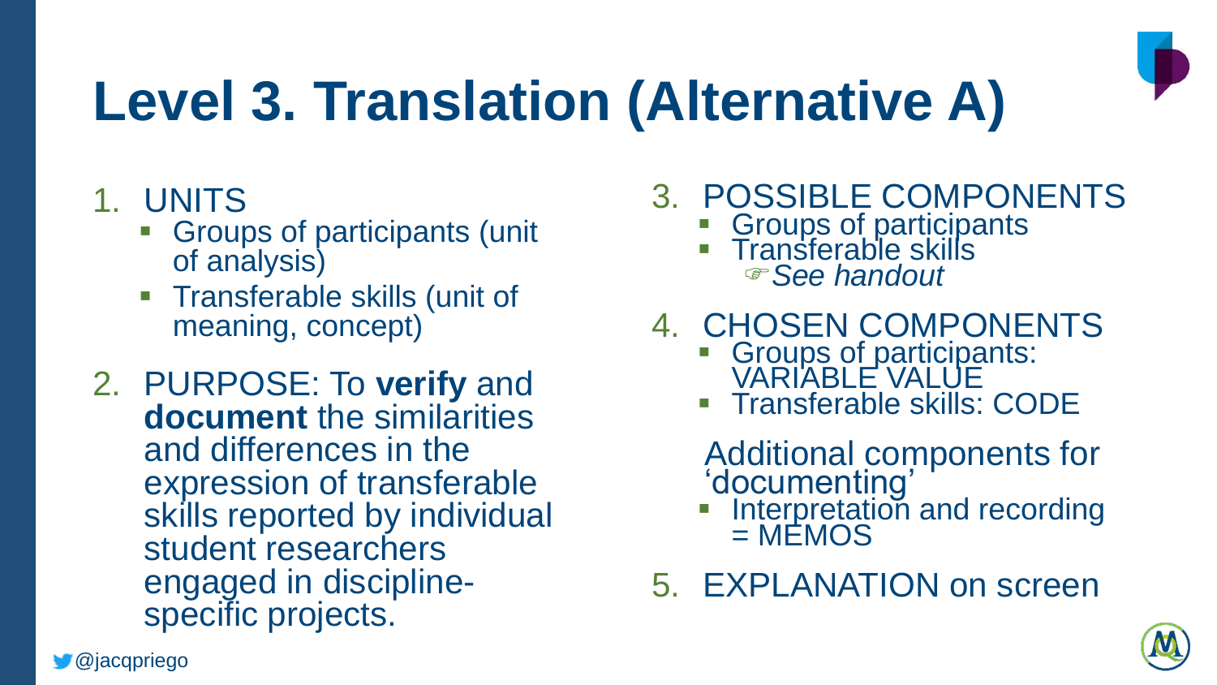# Level 3. Translation (Alternative A)

1. UNITS
   - Groups of participants (unit of analysis)
   - Transferable skills (unit of meaning, concept)
2. PURPOSE: To **verify** and **document** the similarities and differences in the expression of transferable skills reported by individual student researchers engaged in discipline-specific projects.
3. POSSIBLE COMPONENTS
   - Groups of participants
   - Transferable skills

     ☞ *See handout*
4. CHOSEN COMPONENTS
   - Groups of participants: VARIABLE VALUE
   - Transferable skills: CODE

   Additional components for 'documenting'
   - Interpretation and recording = MEMOS
5. EXPLANATION on screen

@jacqpriego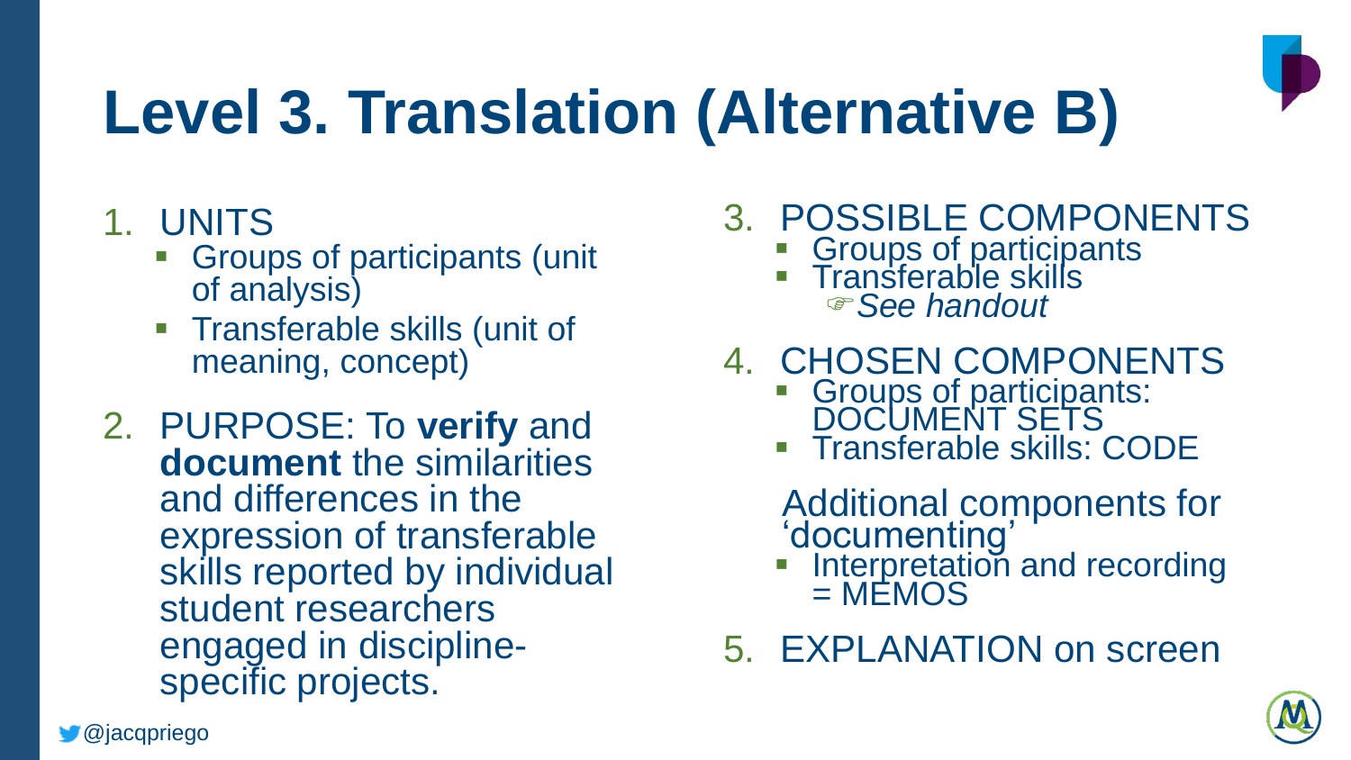# Level 3. Translation (Alternative B)

1. UNITS
   - Groups of participants (unit of analysis)
   - Transferable skills (unit of meaning, concept)
2. PURPOSE: To **verify** and **document** the similarities and differences in the expression of transferable skills reported by individual student researchers engaged in discipline-specific projects.
3. POSSIBLE COMPONENTS
   - Groups of participants
   - Transferable skills

     ☞*See handout*
4. CHOSEN COMPONENTS
   - Groups of participants: DOCUMENT SETS
   - Transferable skills: CODE

   Additional components for 'documenting'
   - Interpretation and recording = MEMOS
5. EXPLANATION on screen

@jacqpriego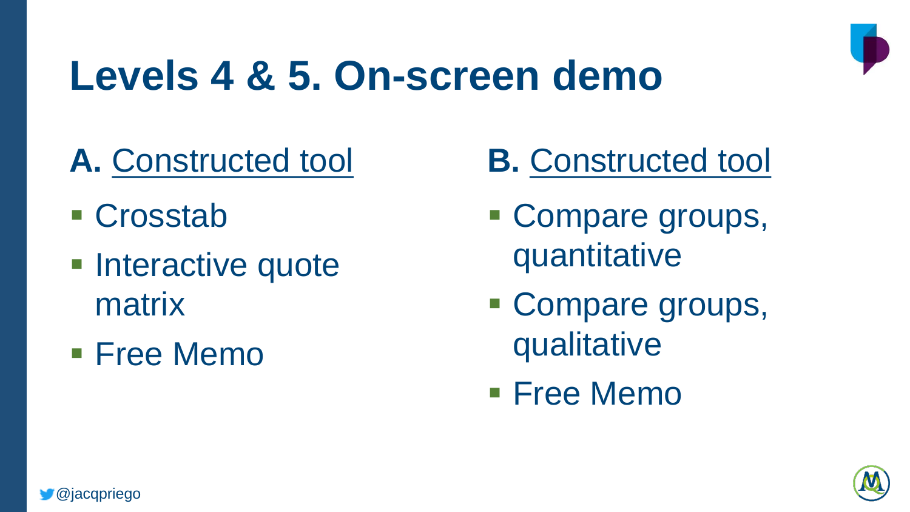# Levels 4 & 5. On-screen demo

**A.** Constructed tool

- Crosstab
- Interactive quote matrix
- Free Memo

**B.** Constructed tool

- Compare groups, quantitative
- Compare groups, qualitative
- Free Memo

@jacqpriego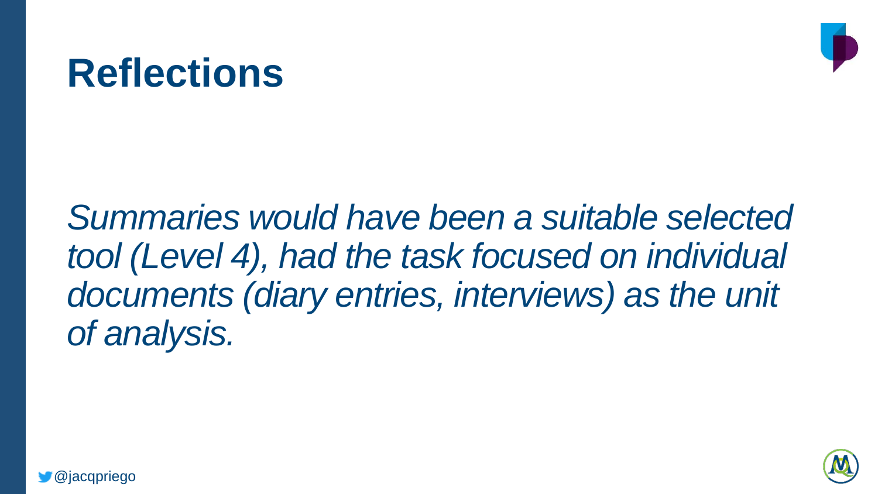# Reflections

*Summaries would have been a suitable selected tool (Level 4), had the task focused on individual documents (diary entries, interviews) as the unit of analysis.*

@jacqpriego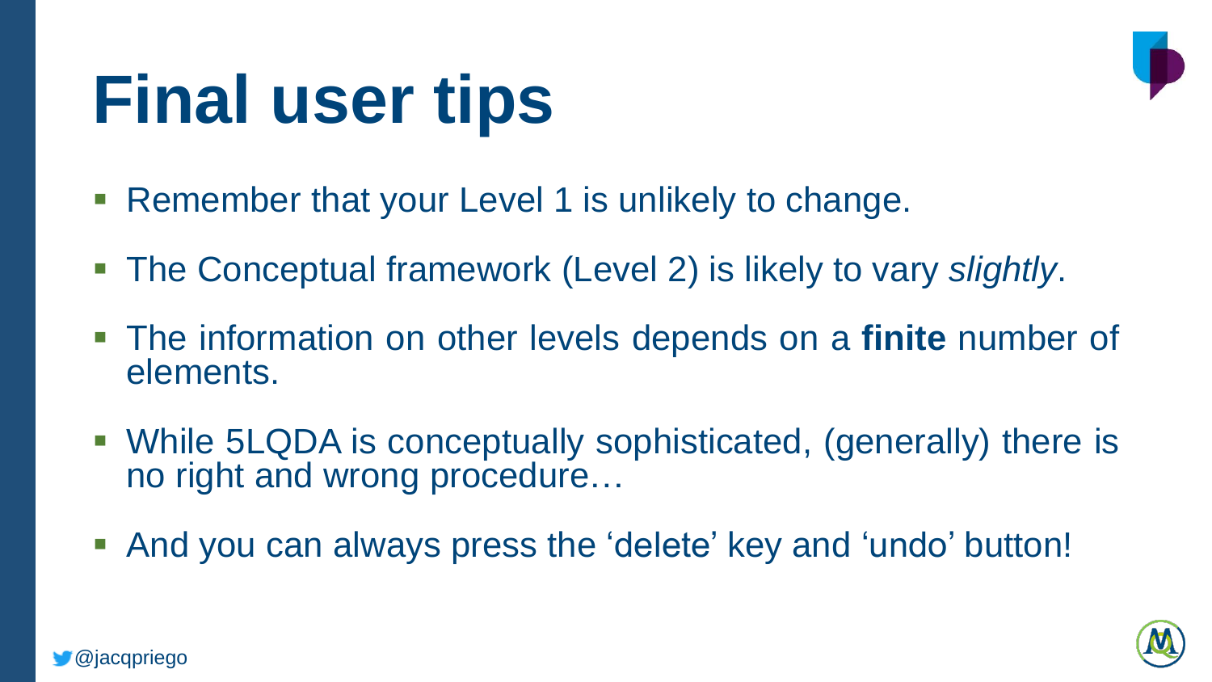# Final user tips

- Remember that your Level 1 is unlikely to change.
- The Conceptual framework (Level 2) is likely to vary *slightly*.
- The information on other levels depends on a **finite** number of elements.
- While 5LQDA is conceptually sophisticated, (generally) there is no right and wrong procedure…
- And you can always press the 'delete' key and 'undo' button!

@jacqpriego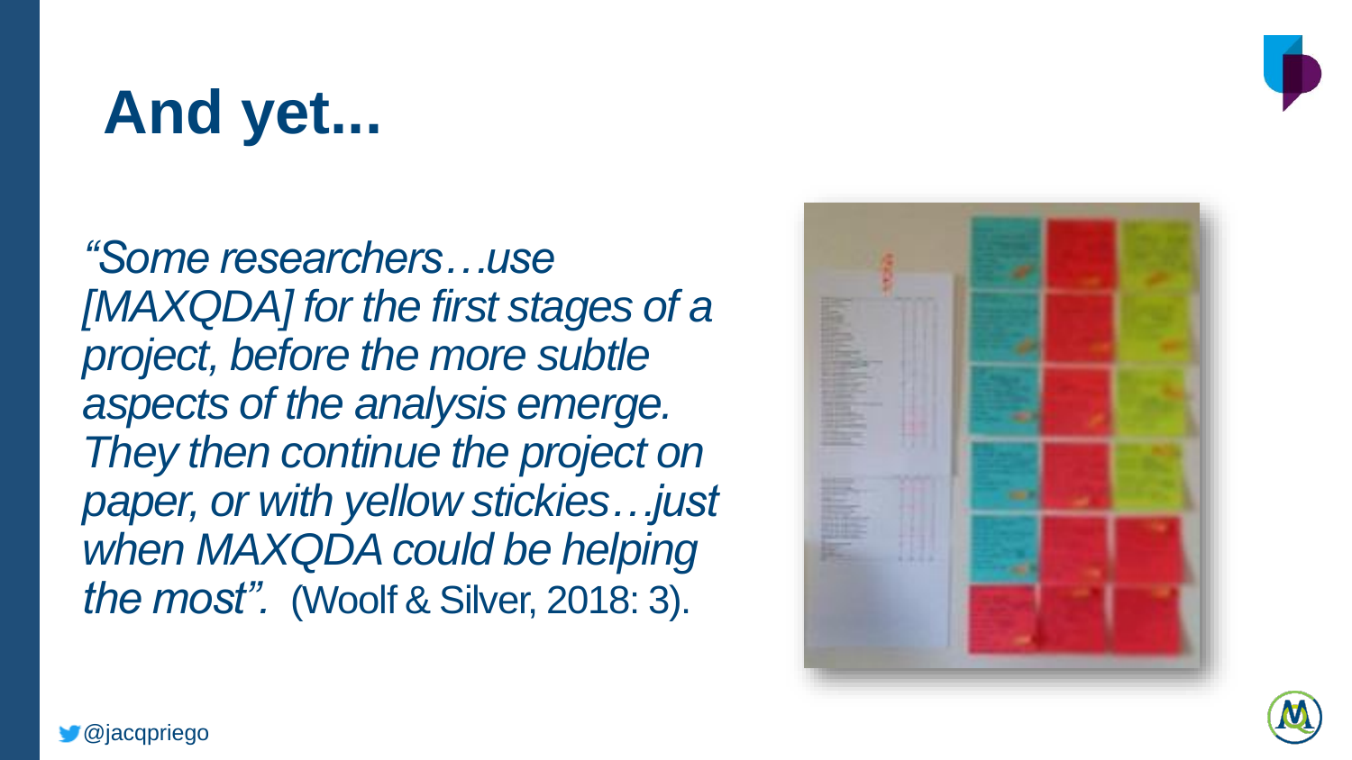# And yet...

*"Some researchers…use [MAXQDA] for the first stages of a project, before the more subtle aspects of the analysis emerge. They then continue the project on paper, or with yellow stickies…just when MAXQDA could be helping the most".* (Woolf & Silver, 2018: 3).

@jacqpriego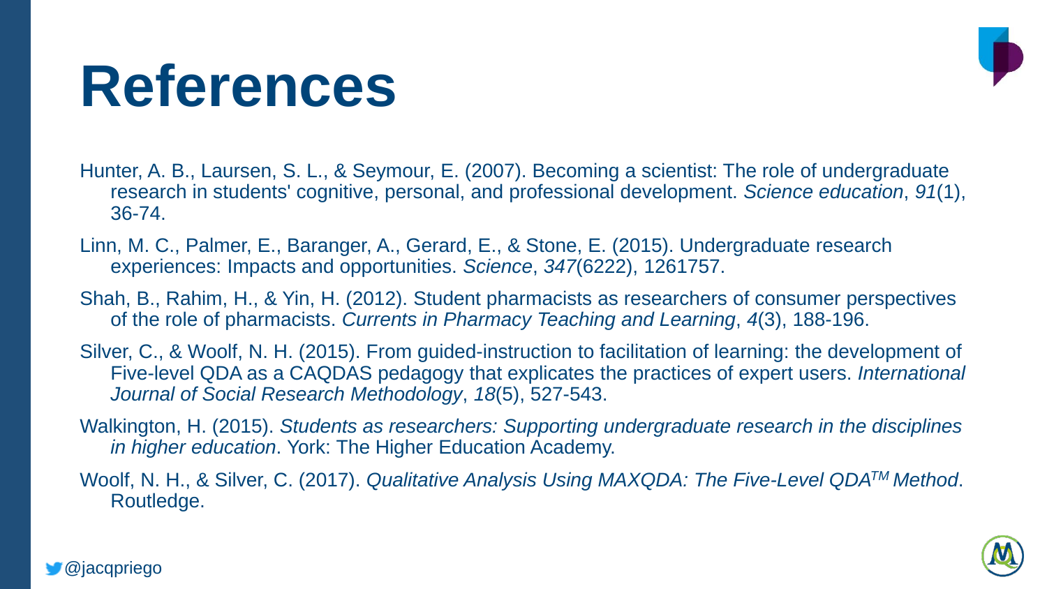# References

Hunter, A. B., Laursen, S. L., & Seymour, E. (2007). Becoming a scientist: The role of undergraduate research in students' cognitive, personal, and professional development. *Science education*, *91*(1), 36-74.

Linn, M. C., Palmer, E., Baranger, A., Gerard, E., & Stone, E. (2015). Undergraduate research experiences: Impacts and opportunities. *Science*, *347*(6222), 1261757.

Shah, B., Rahim, H., & Yin, H. (2012). Student pharmacists as researchers of consumer perspectives of the role of pharmacists. *Currents in Pharmacy Teaching and Learning*, *4*(3), 188-196.

Silver, C., & Woolf, N. H. (2015). From guided-instruction to facilitation of learning: the development of Five-level QDA as a CAQDAS pedagogy that explicates the practices of expert users. *International Journal of Social Research Methodology*, *18*(5), 527-543.

Walkington, H. (2015). *Students as researchers: Supporting undergraduate research in the disciplines in higher education*. York: The Higher Education Academy.

Woolf, N. H., & Silver, C. (2017). *Qualitative Analysis Using MAXQDA: The Five-Level QDA™ Method*. Routledge.

@jacqpriego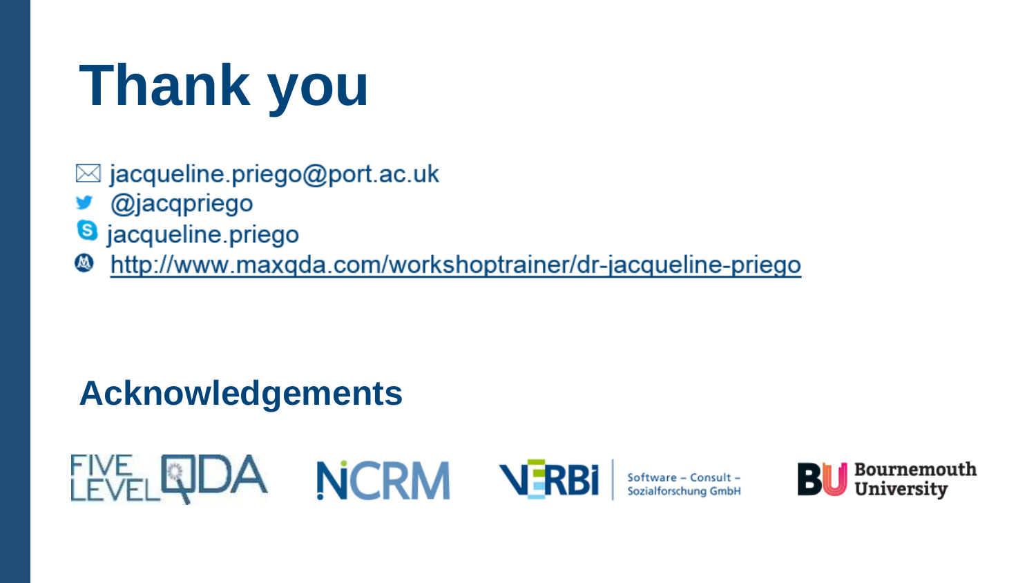# Thank you

- jacqueline.priego@port.ac.uk
- @jacqpriego
- jacqueline.priego
- http://www.maxqda.com/workshoptrainer/dr-jacqueline-priego

## Acknowledgements

FIVE LEVEL QDA

NCRM

VERBI Software – Consult – Sozialforschung GmbH

BU Bournemouth University